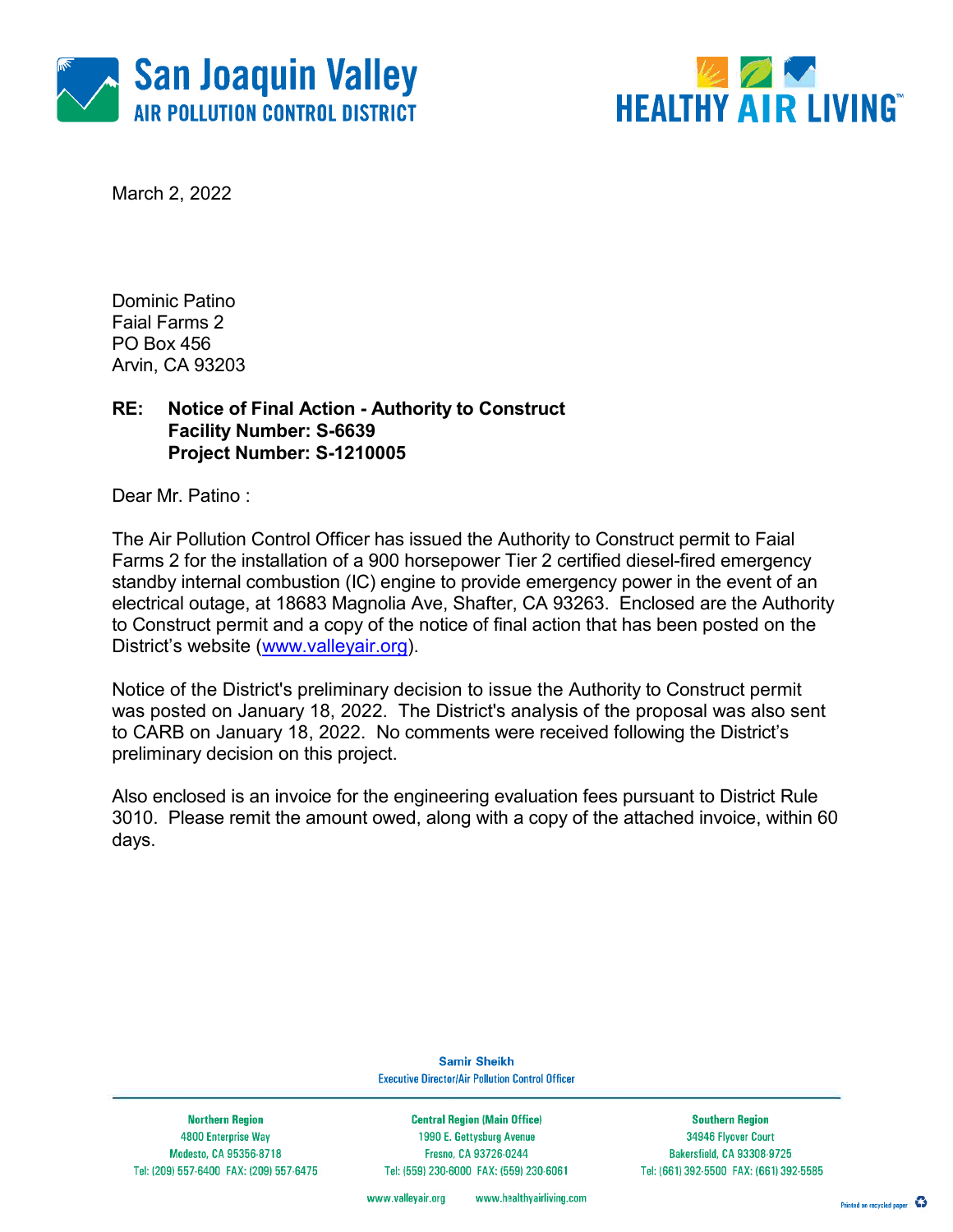San Joaquin Valley
AIR POLLUTION CONTROL DISTRICT

HEALTHY AIR LIVING™

March 2, 2022

Dominic Patino
Faial Farms 2
PO Box 456
Arvin, CA 93203

**RE: Notice of Final Action - Authority to Construct**
**Facility Number: S-6639**
**Project Number: S-1210005**

Dear Mr. Patino :

The Air Pollution Control Officer has issued the Authority to Construct permit to Faial Farms 2 for the installation of a 900 horsepower Tier 2 certified diesel-fired emergency standby internal combustion (IC) engine to provide emergency power in the event of an electrical outage, at 18683 Magnolia Ave, Shafter, CA 93263. Enclosed are the Authority to Construct permit and a copy of the notice of final action that has been posted on the District's website (www.valleyair.org).

Notice of the District's preliminary decision to issue the Authority to Construct permit was posted on January 18, 2022. The District's analysis of the proposal was also sent to CARB on January 18, 2022. No comments were received following the District's preliminary decision on this project.

Also enclosed is an invoice for the engineering evaluation fees pursuant to District Rule 3010. Please remit the amount owed, along with a copy of the attached invoice, within 60 days.

Samir Sheikh
Executive Director/Air Pollution Control Officer

| Northern Region | Central Region (Main Office) | Southern Region |
|---|---|---|
| 4800 Enterprise Way | 1990 E. Gettysburg Avenue | 34946 Flyover Court |
| Modesto, CA 95356-8718 | Fresno, CA 93726-0244 | Bakersfield, CA 93308-9725 |
| Tel: (209) 557-6400 FAX: (209) 557-6475 | Tel: (559) 230-6000 FAX: (559) 230-6061 | Tel: (661) 392-5500 FAX: (661) 392-5585 |

www.valleyair.org www.healthyairliving.com

Printed on recycled paper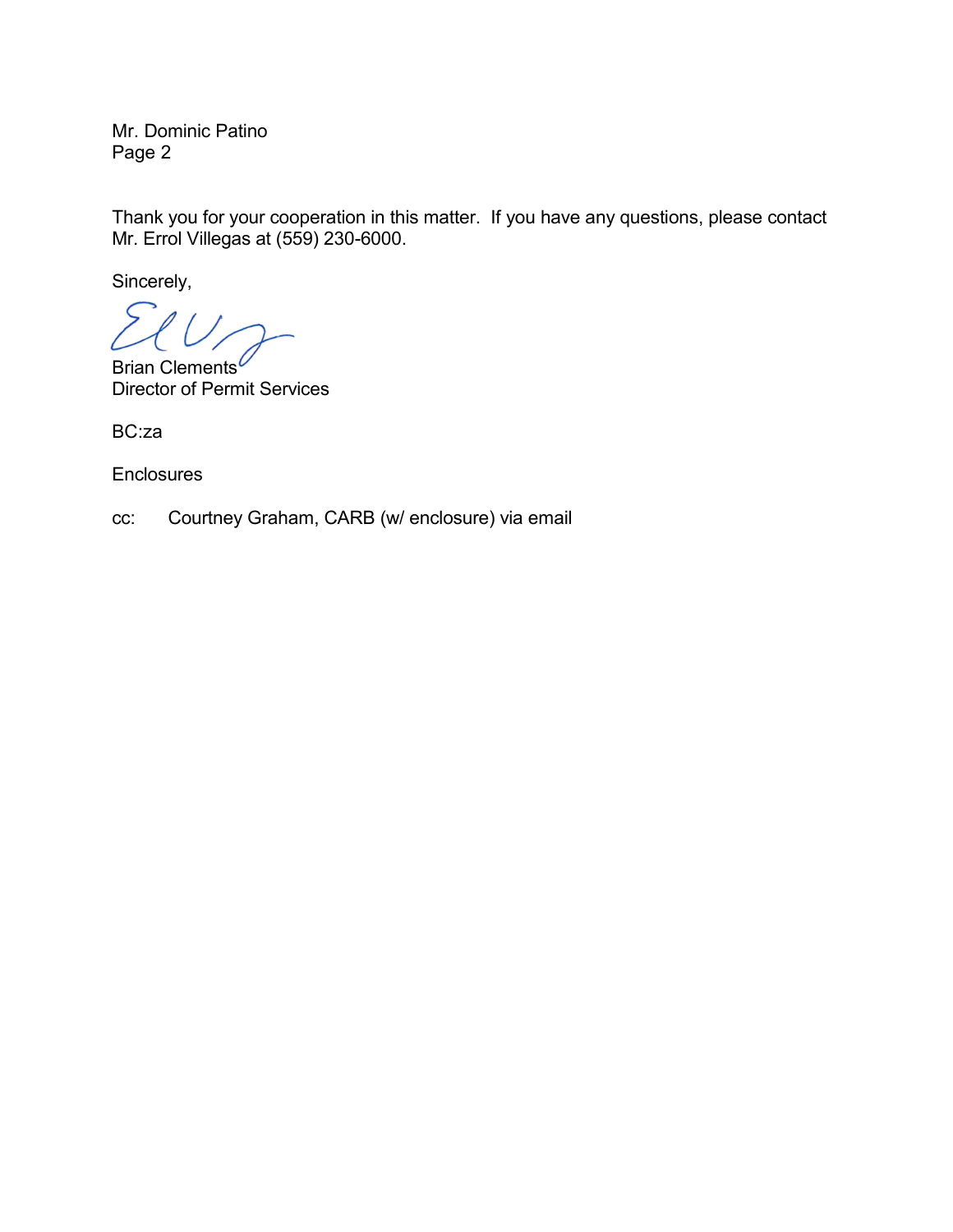Mr. Dominic Patino

Thank you for your cooperation in this matter. If you have any questions, please contact Mr. Errol Villegas at (559) 230-6000.

Sincerely,

Brian Clements
Director of Permit Services

BC:za

Enclosures

cc: Courtney Graham, CARB (w/ enclosure) via email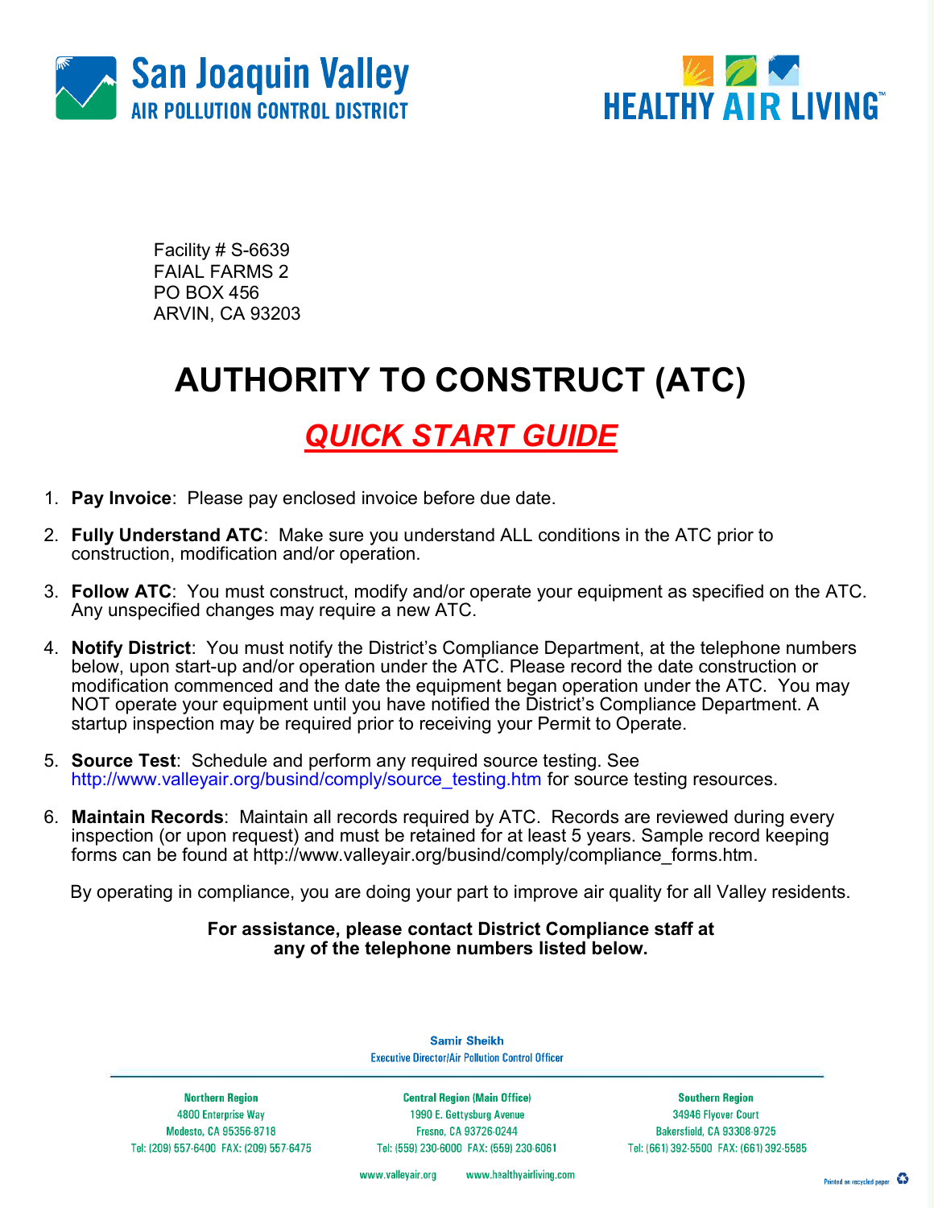San Joaquin Valley
AIR POLLUTION CONTROL DISTRICT

HEALTHY AIR LIVING™

Facility # S-6639
FAIAL FARMS 2
PO BOX 456
ARVIN, CA 93203

# AUTHORITY TO CONSTRUCT (ATC)

## *QUICK START GUIDE*

1. **Pay Invoice**: Please pay enclosed invoice before due date.
2. **Fully Understand ATC**: Make sure you understand ALL conditions in the ATC prior to construction, modification and/or operation.
3. **Follow ATC**: You must construct, modify and/or operate your equipment as specified on the ATC. Any unspecified changes may require a new ATC.
4. **Notify District**: You must notify the District's Compliance Department, at the telephone numbers below, upon start-up and/or operation under the ATC. Please record the date construction or modification commenced and the date the equipment began operation under the ATC. You may NOT operate your equipment until you have notified the District's Compliance Department. A startup inspection may be required prior to receiving your Permit to Operate.
5. **Source Test**: Schedule and perform any required source testing. See http://www.valleyair.org/busind/comply/source_testing.htm for source testing resources.
6. **Maintain Records**: Maintain all records required by ATC. Records are reviewed during every inspection (or upon request) and must be retained for at least 5 years. Sample record keeping forms can be found at http://www.valleyair.org/busind/comply/compliance_forms.htm.

By operating in compliance, you are doing your part to improve air quality for all Valley residents.

**For assistance, please contact District Compliance staff at any of the telephone numbers listed below.**

**Samir Sheikh**
Executive Director/Air Pollution Control Officer

**Northern Region**
4800 Enterprise Way
Modesto, CA 95356-8718
Tel: (209) 557-6400 FAX: (209) 557-6475

**Central Region (Main Office)**
1990 E. Gettysburg Avenue
Fresno, CA 93726-0244
Tel: (559) 230-6000 FAX: (559) 230-6061

**Southern Region**
34946 Flyover Court
Bakersfield, CA 93308-9725
Tel: (661) 392-5500 FAX: (661) 392-5585

www.valleyair.org www.healthyairliving.com

Printed on recycled paper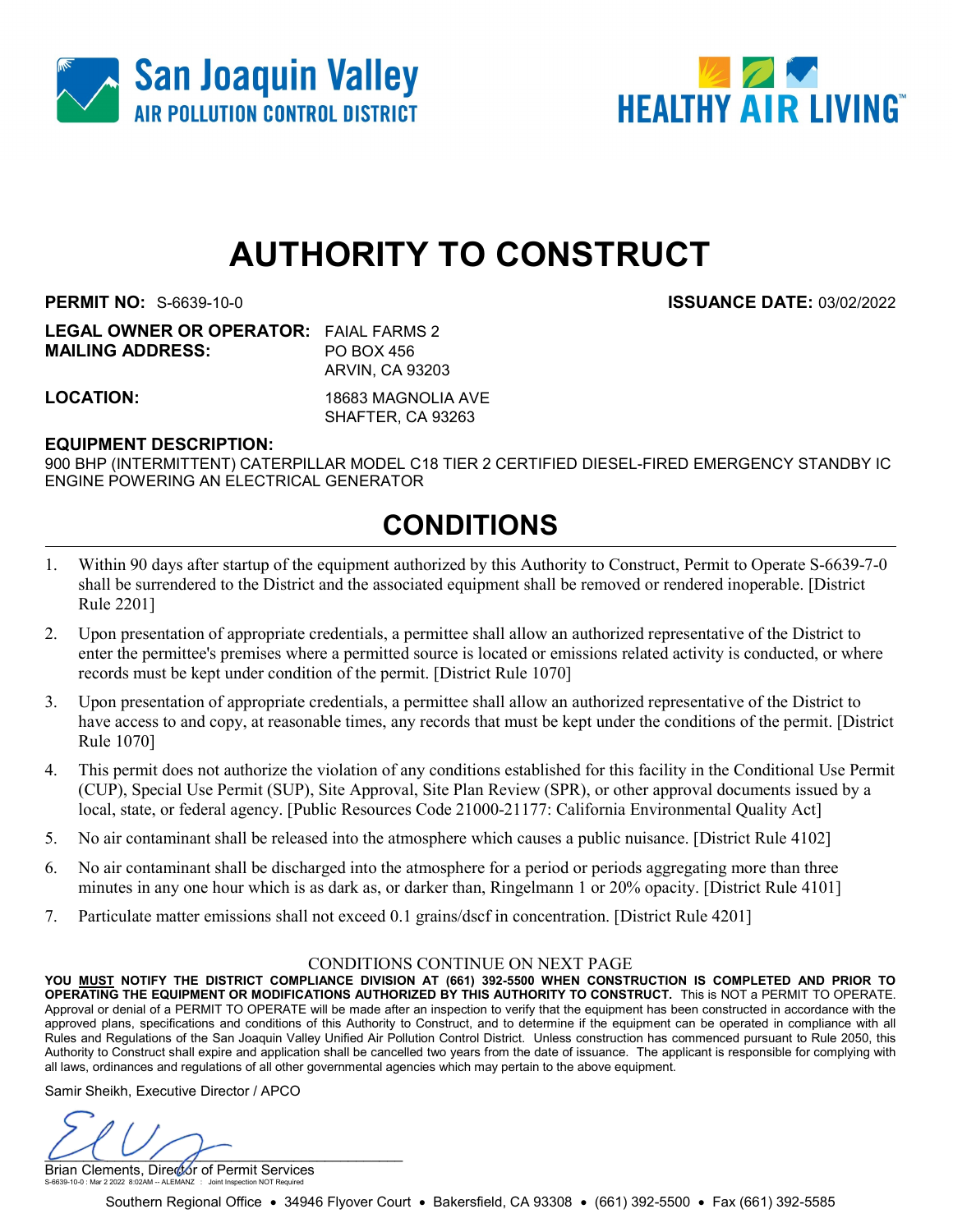San Joaquin Valley
AIR POLLUTION CONTROL DISTRICT

HEALTHY AIR LIVING™

# AUTHORITY TO CONSTRUCT

**PERMIT NO:** S-6639-10-0 **ISSUANCE DATE:** 03/02/2022

**LEGAL OWNER OR OPERATOR:** FAIAL FARMS 2
**MAILING ADDRESS:** PO BOX 456
ARVIN, CA 93203

**LOCATION:** 18683 MAGNOLIA AVE
SHAFTER, CA 93263

**EQUIPMENT DESCRIPTION:**
900 BHP (INTERMITTENT) CATERPILLAR MODEL C18 TIER 2 CERTIFIED DIESEL-FIRED EMERGENCY STANDBY IC ENGINE POWERING AN ELECTRICAL GENERATOR

## CONDITIONS

1. Within 90 days after startup of the equipment authorized by this Authority to Construct, Permit to Operate S-6639-7-0 shall be surrendered to the District and the associated equipment shall be removed or rendered inoperable. [District Rule 2201]
2. Upon presentation of appropriate credentials, a permittee shall allow an authorized representative of the District to enter the permittee's premises where a permitted source is located or emissions related activity is conducted, or where records must be kept under condition of the permit. [District Rule 1070]
3. Upon presentation of appropriate credentials, a permittee shall allow an authorized representative of the District to have access to and copy, at reasonable times, any records that must be kept under the conditions of the permit. [District Rule 1070]
4. This permit does not authorize the violation of any conditions established for this facility in the Conditional Use Permit (CUP), Special Use Permit (SUP), Site Approval, Site Plan Review (SPR), or other approval documents issued by a local, state, or federal agency. [Public Resources Code 21000-21177: California Environmental Quality Act]
5. No air contaminant shall be released into the atmosphere which causes a public nuisance. [District Rule 4102]
6. No air contaminant shall be discharged into the atmosphere for a period or periods aggregating more than three minutes in any one hour which is as dark as, or darker than, Ringelmann 1 or 20% opacity. [District Rule 4101]
7. Particulate matter emissions shall not exceed 0.1 grains/dscf in concentration. [District Rule 4201]

CONDITIONS CONTINUE ON NEXT PAGE

**YOU MUST NOTIFY THE DISTRICT COMPLIANCE DIVISION AT (661) 392-5500 WHEN CONSTRUCTION IS COMPLETED AND PRIOR TO OPERATING THE EQUIPMENT OR MODIFICATIONS AUTHORIZED BY THIS AUTHORITY TO CONSTRUCT.** This is NOT a PERMIT TO OPERATE. Approval or denial of a PERMIT TO OPERATE will be made after an inspection to verify that the equipment has been constructed in accordance with the approved plans, specifications and conditions of this Authority to Construct, and to determine if the equipment can be operated in compliance with all Rules and Regulations of the San Joaquin Valley Unified Air Pollution Control District. Unless construction has commenced pursuant to Rule 2050, this Authority to Construct shall expire and application shall be cancelled two years from the date of issuance. The applicant is responsible for complying with all laws, ordinances and regulations of all other governmental agencies which may pertain to the above equipment.

Samir Sheikh, Executive Director / APCO

Brian Clements, Director of Permit Services

S-6639-10-0 : Mar 2 2022 8:02AM -- ALEMANZ : Joint Inspection NOT Required

Southern Regional Office • 34946 Flyover Court • Bakersfield, CA 93308 • (661) 392-5500 • Fax (661) 392-5585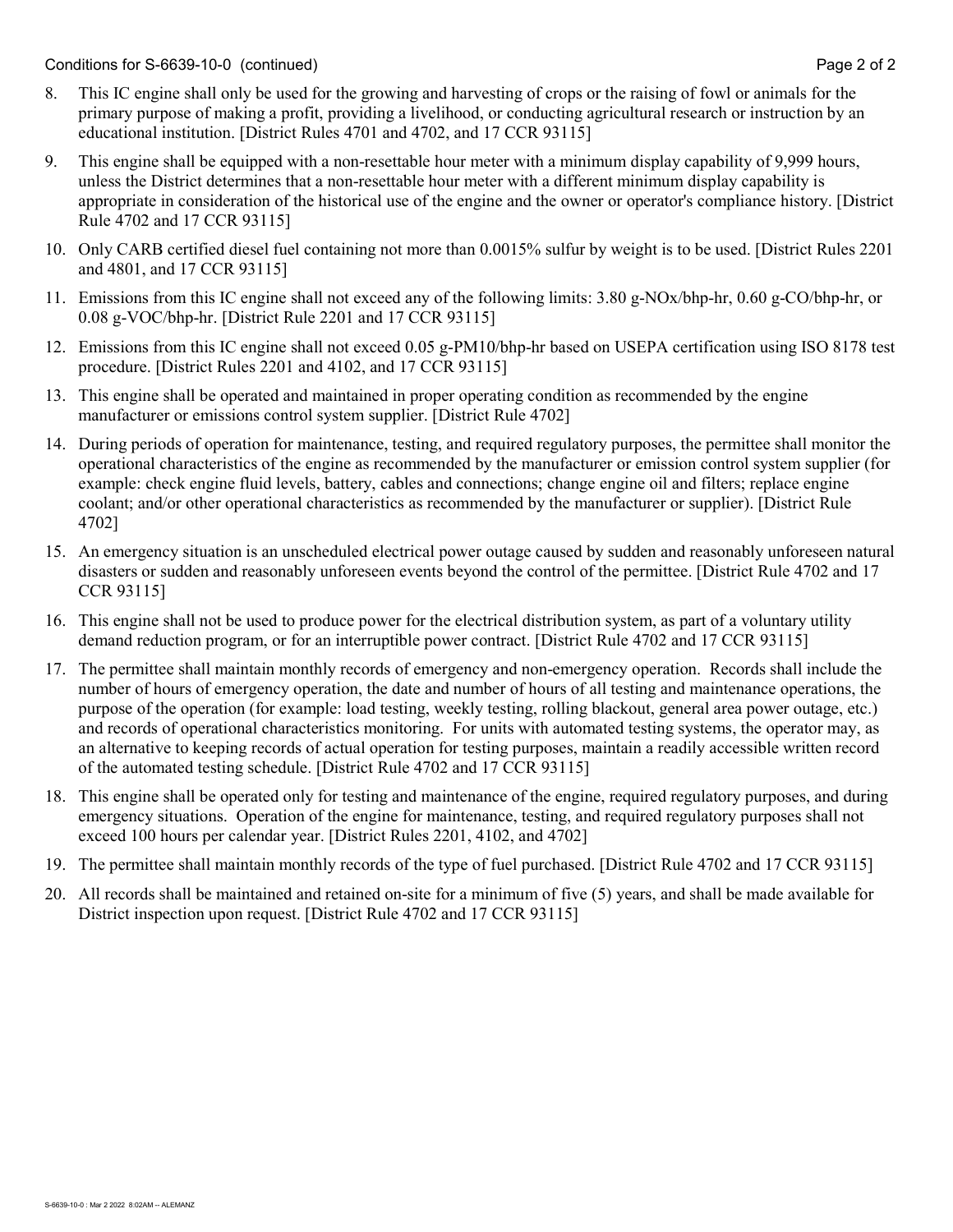8. This IC engine shall only be used for the growing and harvesting of crops or the raising of fowl or animals for the primary purpose of making a profit, providing a livelihood, or conducting agricultural research or instruction by an educational institution. [District Rules 4701 and 4702, and 17 CCR 93115]

9. This engine shall be equipped with a non-resettable hour meter with a minimum display capability of 9,999 hours, unless the District determines that a non-resettable hour meter with a different minimum display capability is appropriate in consideration of the historical use of the engine and the owner or operator's compliance history. [District Rule 4702 and 17 CCR 93115]

10. Only CARB certified diesel fuel containing not more than 0.0015% sulfur by weight is to be used. [District Rules 2201 and 4801, and 17 CCR 93115]

11. Emissions from this IC engine shall not exceed any of the following limits: 3.80 g-NOx/bhp-hr, 0.60 g-CO/bhp-hr, or 0.08 g-VOC/bhp-hr. [District Rule 2201 and 17 CCR 93115]

12. Emissions from this IC engine shall not exceed 0.05 g-PM10/bhp-hr based on USEPA certification using ISO 8178 test procedure. [District Rules 2201 and 4102, and 17 CCR 93115]

13. This engine shall be operated and maintained in proper operating condition as recommended by the engine manufacturer or emissions control system supplier. [District Rule 4702]

14. During periods of operation for maintenance, testing, and required regulatory purposes, the permittee shall monitor the operational characteristics of the engine as recommended by the manufacturer or emission control system supplier (for example: check engine fluid levels, battery, cables and connections; change engine oil and filters; replace engine coolant; and/or other operational characteristics as recommended by the manufacturer or supplier). [District Rule 4702]

15. An emergency situation is an unscheduled electrical power outage caused by sudden and reasonably unforeseen natural disasters or sudden and reasonably unforeseen events beyond the control of the permittee. [District Rule 4702 and 17 CCR 93115]

16. This engine shall not be used to produce power for the electrical distribution system, as part of a voluntary utility demand reduction program, or for an interruptible power contract. [District Rule 4702 and 17 CCR 93115]

17. The permittee shall maintain monthly records of emergency and non-emergency operation. Records shall include the number of hours of emergency operation, the date and number of hours of all testing and maintenance operations, the purpose of the operation (for example: load testing, weekly testing, rolling blackout, general area power outage, etc.) and records of operational characteristics monitoring. For units with automated testing systems, the operator may, as an alternative to keeping records of actual operation for testing purposes, maintain a readily accessible written record of the automated testing schedule. [District Rule 4702 and 17 CCR 93115]

18. This engine shall be operated only for testing and maintenance of the engine, required regulatory purposes, and during emergency situations. Operation of the engine for maintenance, testing, and required regulatory purposes shall not exceed 100 hours per calendar year. [District Rules 2201, 4102, and 4702]

19. The permittee shall maintain monthly records of the type of fuel purchased. [District Rule 4702 and 17 CCR 93115]

20. All records shall be maintained and retained on-site for a minimum of five (5) years, and shall be made available for District inspection upon request. [District Rule 4702 and 17 CCR 93115]